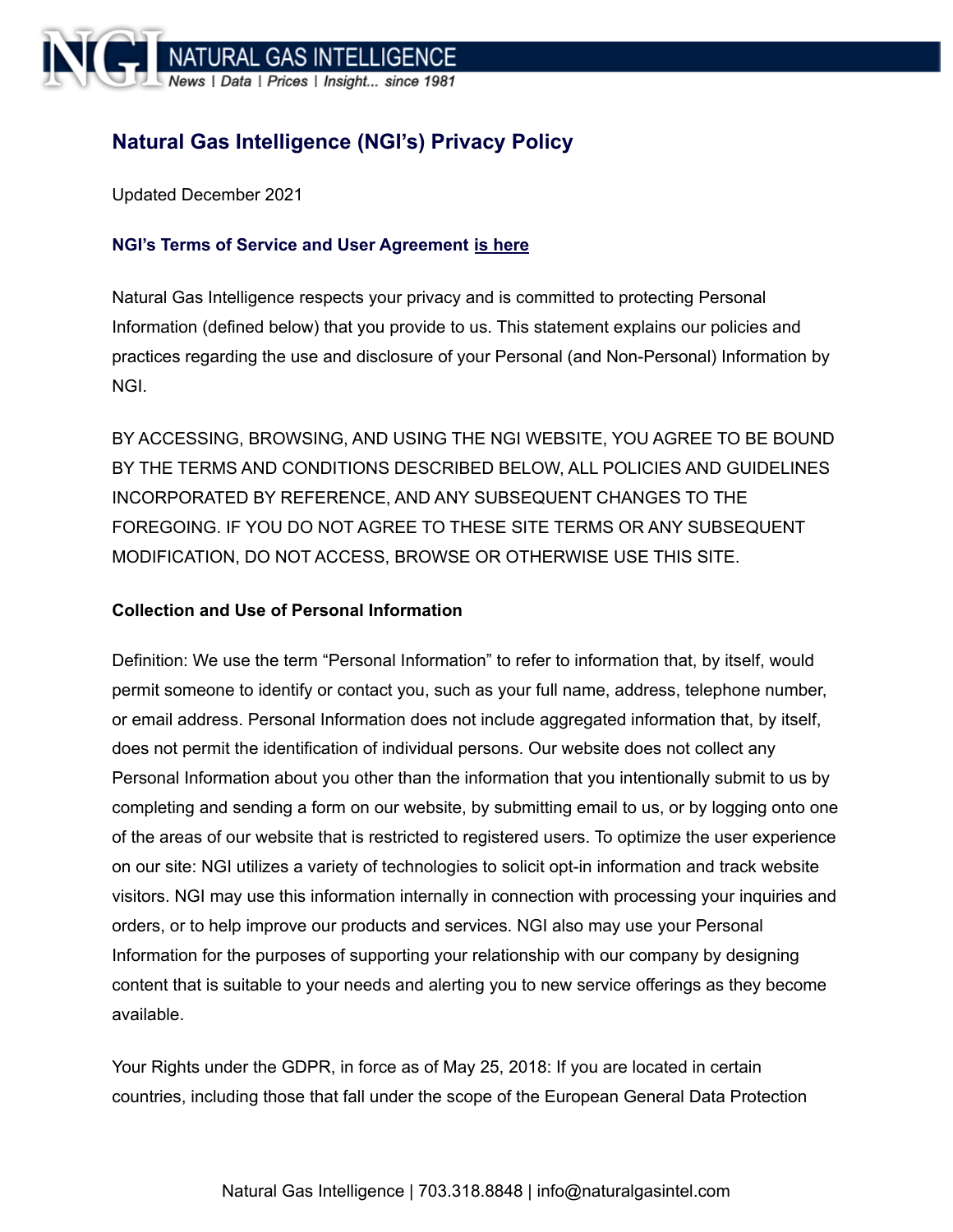# Natural Gas Intelligence (NGI's) Privacy Policy

Updated December 2021

**NGI's Terms of Service and User Agreement is here**

Natural Gas Intelligence respects your privacy and is committed to protecting Personal Information (defined below) that you provide to us. This statement explains our policies and practices regarding the use and disclosure of your Personal (and Non-Personal) Information by NGI.

BY ACCESSING, BROWSING, AND USING THE NGI WEBSITE, YOU AGREE TO BE BOUND BY THE TERMS AND CONDITIONS DESCRIBED BELOW, ALL POLICIES AND GUIDELINES INCORPORATED BY REFERENCE, AND ANY SUBSEQUENT CHANGES TO THE FOREGOING. IF YOU DO NOT AGREE TO THESE SITE TERMS OR ANY SUBSEQUENT MODIFICATION, DO NOT ACCESS, BROWSE OR OTHERWISE USE THIS SITE.

**Collection and Use of Personal Information**

Definition: We use the term "Personal Information" to refer to information that, by itself, would permit someone to identify or contact you, such as your full name, address, telephone number, or email address. Personal Information does not include aggregated information that, by itself, does not permit the identification of individual persons. Our website does not collect any Personal Information about you other than the information that you intentionally submit to us by completing and sending a form on our website, by submitting email to us, or by logging onto one of the areas of our website that is restricted to registered users. To optimize the user experience on our site: NGI utilizes a variety of technologies to solicit opt-in information and track website visitors. NGI may use this information internally in connection with processing your inquiries and orders, or to help improve our products and services. NGI also may use your Personal Information for the purposes of supporting your relationship with our company by designing content that is suitable to your needs and alerting you to new service offerings as they become available.

Your Rights under the GDPR, in force as of May 25, 2018: If you are located in certain countries, including those that fall under the scope of the European General Data Protection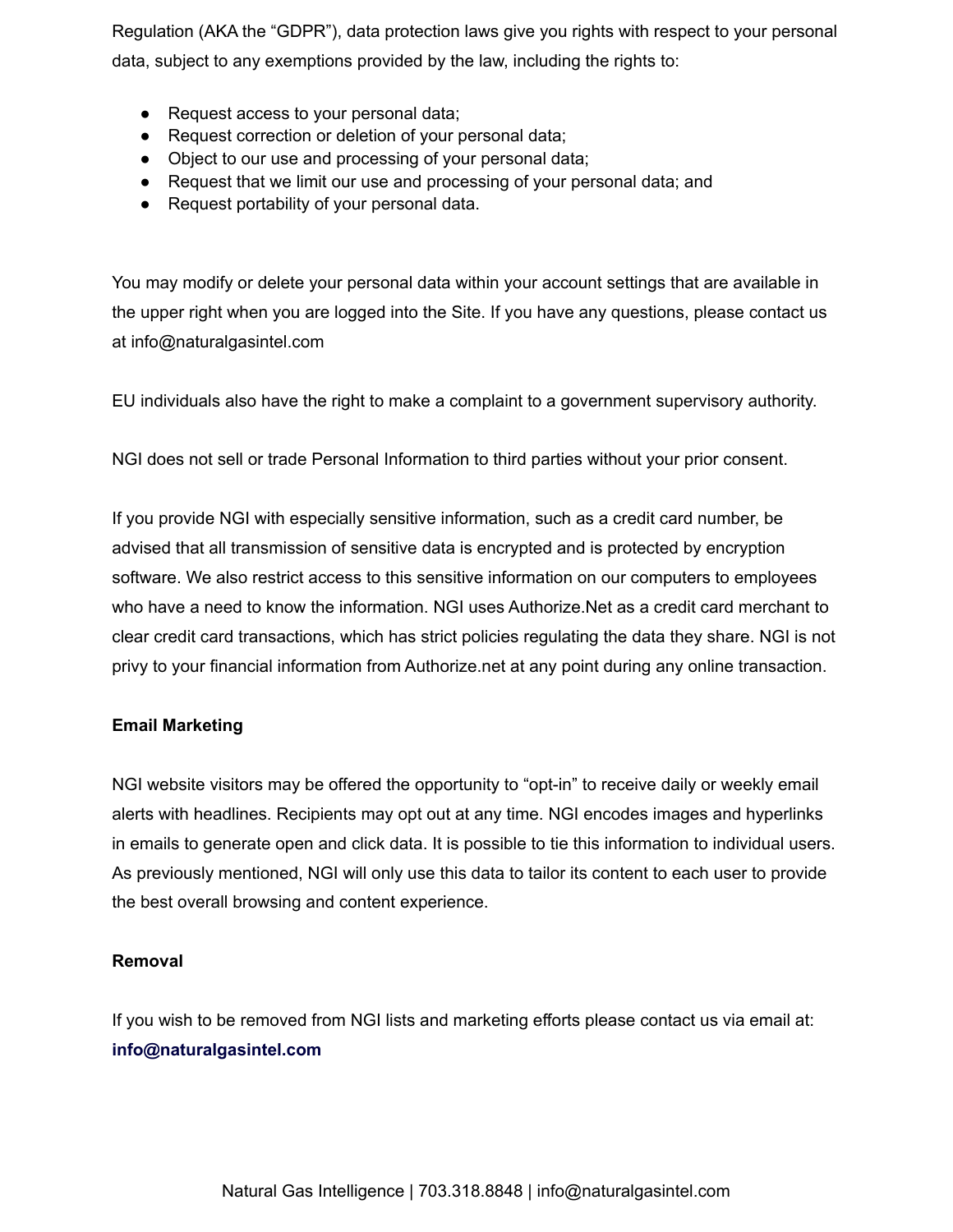Regulation (AKA the "GDPR"), data protection laws give you rights with respect to your personal data, subject to any exemptions provided by the law, including the rights to:

- Request access to your personal data;
- Request correction or deletion of your personal data;
- Object to our use and processing of your personal data;
- Request that we limit our use and processing of your personal data; and
- Request portability of your personal data.

You may modify or delete your personal data within your account settings that are available in the upper right when you are logged into the Site. If you have any questions, please contact us at info@naturalgasintel.com

EU individuals also have the right to make a complaint to a government supervisory authority.

NGI does not sell or trade Personal Information to third parties without your prior consent.

If you provide NGI with especially sensitive information, such as a credit card number, be advised that all transmission of sensitive data is encrypted and is protected by encryption software. We also restrict access to this sensitive information on our computers to employees who have a need to know the information. NGI uses Authorize.Net as a credit card merchant to clear credit card transactions, which has strict policies regulating the data they share. NGI is not privy to your financial information from Authorize.net at any point during any online transaction.

**Email Marketing**

NGI website visitors may be offered the opportunity to "opt-in" to receive daily or weekly email alerts with headlines. Recipients may opt out at any time. NGI encodes images and hyperlinks in emails to generate open and click data. It is possible to tie this information to individual users. As previously mentioned, NGI will only use this data to tailor its content to each user to provide the best overall browsing and content experience.

**Removal**

If you wish to be removed from NGI lists and marketing efforts please contact us via email at: **info@naturalgasintel.com**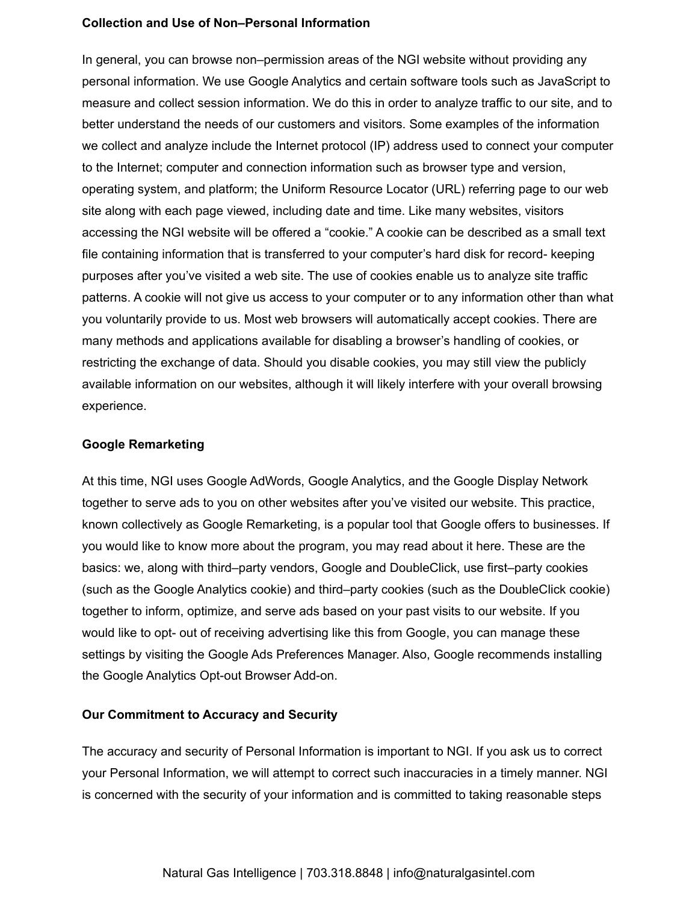**Collection and Use of Non–Personal Information**

In general, you can browse non–permission areas of the NGI website without providing any personal information. We use Google Analytics and certain software tools such as JavaScript to measure and collect session information. We do this in order to analyze traffic to our site, and to better understand the needs of our customers and visitors. Some examples of the information we collect and analyze include the Internet protocol (IP) address used to connect your computer to the Internet; computer and connection information such as browser type and version, operating system, and platform; the Uniform Resource Locator (URL) referring page to our web site along with each page viewed, including date and time. Like many websites, visitors accessing the NGI website will be offered a “cookie.” A cookie can be described as a small text file containing information that is transferred to your computer’s hard disk for record- keeping purposes after you’ve visited a web site. The use of cookies enable us to analyze site traffic patterns. A cookie will not give us access to your computer or to any information other than what you voluntarily provide to us. Most web browsers will automatically accept cookies. There are many methods and applications available for disabling a browser’s handling of cookies, or restricting the exchange of data. Should you disable cookies, you may still view the publicly available information on our websites, although it will likely interfere with your overall browsing experience.

**Google Remarketing**

At this time, NGI uses Google AdWords, Google Analytics, and the Google Display Network together to serve ads to you on other websites after you’ve visited our website. This practice, known collectively as Google Remarketing, is a popular tool that Google offers to businesses. If you would like to know more about the program, you may read about it here. These are the basics: we, along with third–party vendors, Google and DoubleClick, use first–party cookies (such as the Google Analytics cookie) and third–party cookies (such as the DoubleClick cookie) together to inform, optimize, and serve ads based on your past visits to our website. If you would like to opt- out of receiving advertising like this from Google, you can manage these settings by visiting the Google Ads Preferences Manager. Also, Google recommends installing the Google Analytics Opt-out Browser Add-on.

**Our Commitment to Accuracy and Security**

The accuracy and security of Personal Information is important to NGI. If you ask us to correct your Personal Information, we will attempt to correct such inaccuracies in a timely manner. NGI is concerned with the security of your information and is committed to taking reasonable steps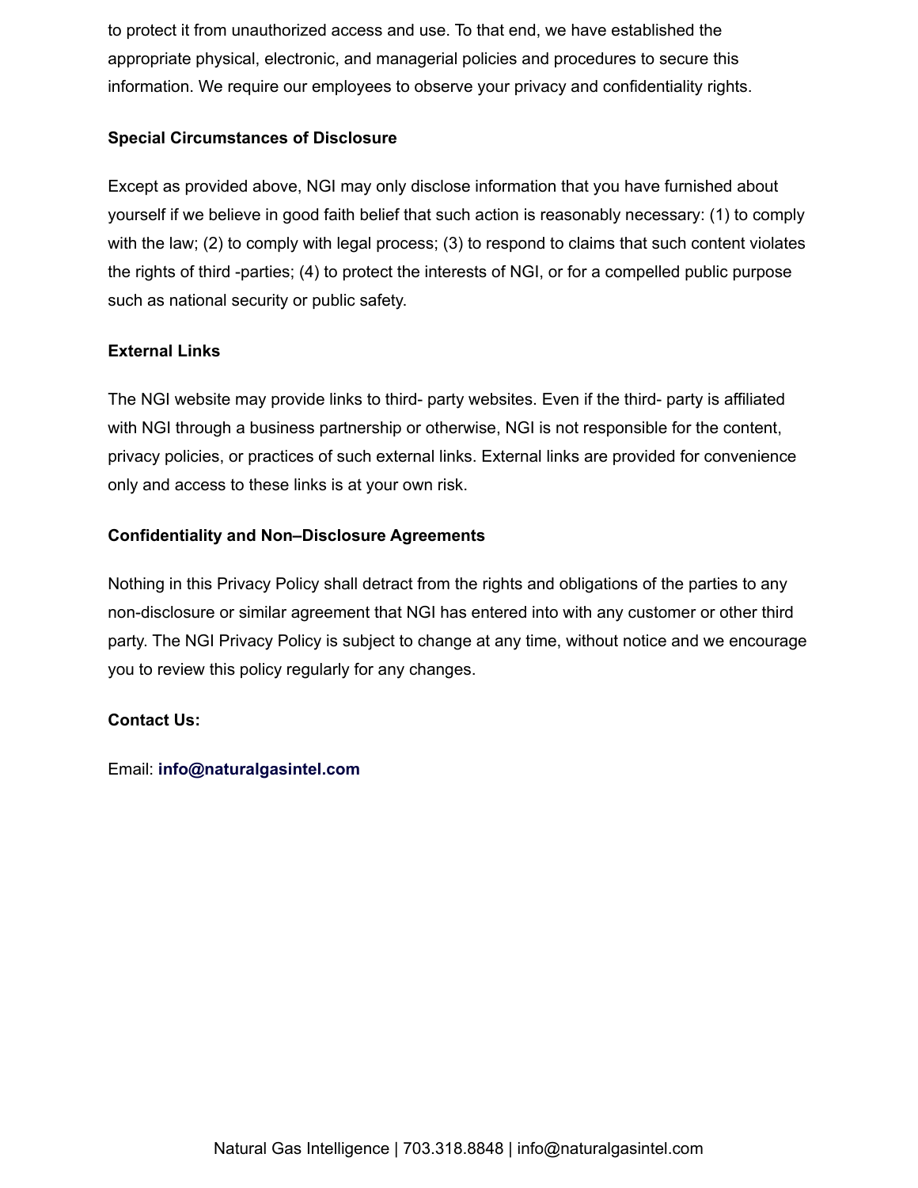to protect it from unauthorized access and use. To that end, we have established the appropriate physical, electronic, and managerial policies and procedures to secure this information. We require our employees to observe your privacy and confidentiality rights.

**Special Circumstances of Disclosure**

Except as provided above, NGI may only disclose information that you have furnished about yourself if we believe in good faith belief that such action is reasonably necessary: (1) to comply with the law; (2) to comply with legal process; (3) to respond to claims that such content violates the rights of third -parties; (4) to protect the interests of NGI, or for a compelled public purpose such as national security or public safety.

**External Links**

The NGI website may provide links to third- party websites. Even if the third- party is affiliated with NGI through a business partnership or otherwise, NGI is not responsible for the content, privacy policies, or practices of such external links. External links are provided for convenience only and access to these links is at your own risk.

**Confidentiality and Non–Disclosure Agreements**

Nothing in this Privacy Policy shall detract from the rights and obligations of the parties to any non-disclosure or similar agreement that NGI has entered into with any customer or other third party. The NGI Privacy Policy is subject to change at any time, without notice and we encourage you to review this policy regularly for any changes.

**Contact Us:**

Email: **info@naturalgasintel.com**